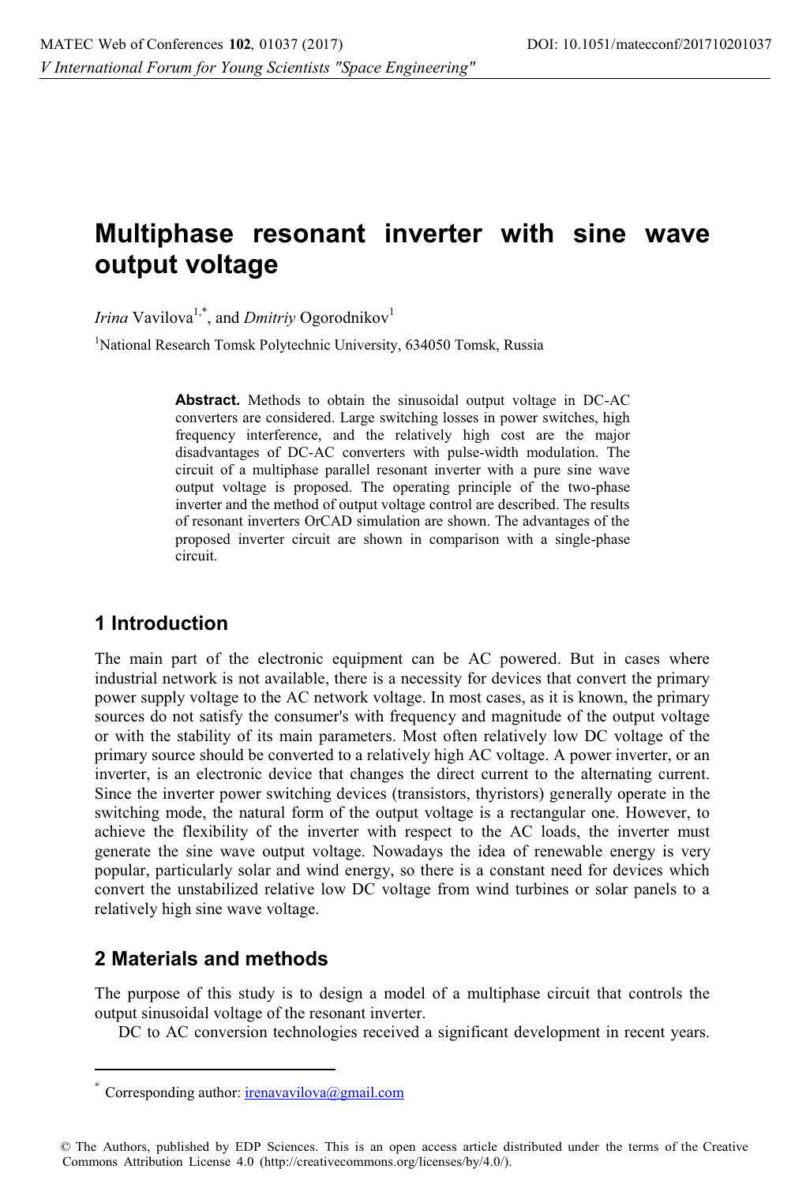# Multiphase resonant inverter with sine wave output voltage

*Irina* Vavilova[1,*], and *Dmitriy* Ogorodnikov[1]

[1]National Research Tomsk Polytechnic University, 634050 Tomsk, Russia

> **Abstract.** Methods to obtain the sinusoidal output voltage in DC-AC converters are considered. Large switching losses in power switches, high frequency interference, and the relatively high cost are the major disadvantages of DC-AC converters with pulse-width modulation. The circuit of a multiphase parallel resonant inverter with a pure sine wave output voltage is proposed. The operating principle of the two-phase inverter and the method of output voltage control are described. The results of resonant inverters OrCAD simulation are shown. The advantages of the proposed inverter circuit are shown in comparison with a single-phase circuit.

## 1 Introduction

The main part of the electronic equipment can be AC powered. But in cases where industrial network is not available, there is a necessity for devices that convert the primary power supply voltage to the AC network voltage. In most cases, as it is known, the primary sources do not satisfy the consumer's with frequency and magnitude of the output voltage or with the stability of its main parameters. Most often relatively low DC voltage of the primary source should be converted to a relatively high AC voltage. A power inverter, or an inverter, is an electronic device that changes the direct current to the alternating current. Since the inverter power switching devices (transistors, thyristors) generally operate in the switching mode, the natural form of the output voltage is a rectangular one. However, to achieve the flexibility of the inverter with respect to the AC loads, the inverter must generate the sine wave output voltage. Nowadays the idea of renewable energy is very popular, particularly solar and wind energy, so there is a constant need for devices which convert the unstabilized relative low DC voltage from wind turbines or solar panels to a relatively high sine wave voltage.

## 2 Materials and methods

The purpose of this study is to design a model of a multiphase circuit that controls the output sinusoidal voltage of the resonant inverter.

DC to AC conversion technologies received a significant development in recent years.

---

[*] Corresponding author: irenavavilova@gmail.com

© The Authors, published by EDP Sciences. This is an open access article distributed under the terms of the Creative Commons Attribution License 4.0 (http://creativecommons.org/licenses/by/4.0/).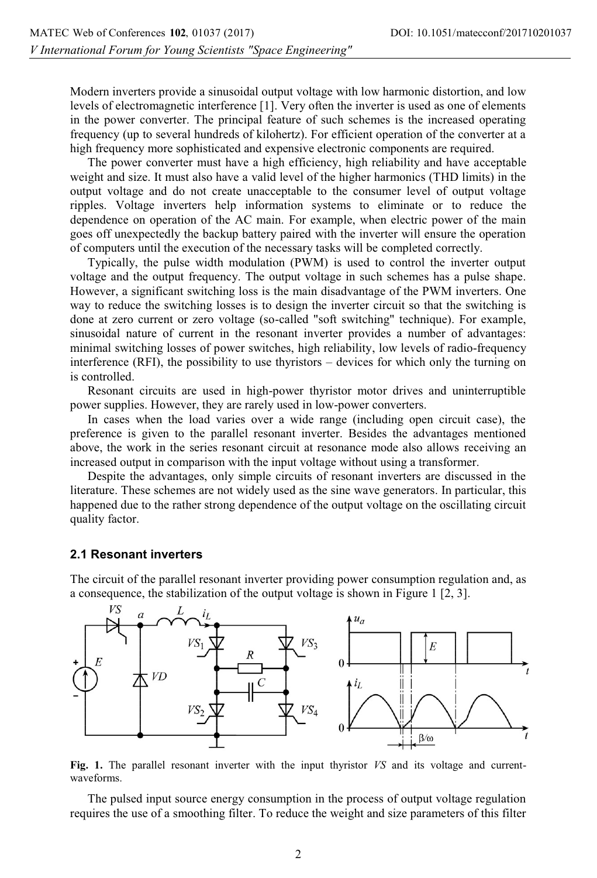Modern inverters provide a sinusoidal output voltage with low harmonic distortion, and low levels of electromagnetic interference [1]. Very often the inverter is used as one of elements in the power converter. The principal feature of such schemes is the increased operating frequency (up to several hundreds of kilohertz). For efficient operation of the converter at a high frequency more sophisticated and expensive electronic components are required.

The power converter must have a high efficiency, high reliability and have acceptable weight and size. It must also have a valid level of the higher harmonics (THD limits) in the output voltage and do not create unacceptable to the consumer level of output voltage ripples. Voltage inverters help information systems to eliminate or to reduce the dependence on operation of the AC main. For example, when electric power of the main goes off unexpectedly the backup battery paired with the inverter will ensure the operation of computers until the execution of the necessary tasks will be completed correctly.

Typically, the pulse width modulation (PWM) is used to control the inverter output voltage and the output frequency. The output voltage in such schemes has a pulse shape. However, a significant switching loss is the main disadvantage of the PWM inverters. One way to reduce the switching losses is to design the inverter circuit so that the switching is done at zero current or zero voltage (so-called "soft switching" technique). For example, sinusoidal nature of current in the resonant inverter provides a number of advantages: minimal switching losses of power switches, high reliability, low levels of radio-frequency interference (RFI), the possibility to use thyristors – devices for which only the turning on is controlled.

Resonant circuits are used in high-power thyristor motor drives and uninterruptible power supplies. However, they are rarely used in low-power converters.

In cases when the load varies over a wide range (including open circuit case), the preference is given to the parallel resonant inverter. Besides the advantages mentioned above, the work in the series resonant circuit at resonance mode also allows receiving an increased output in comparison with the input voltage without using a transformer.

Despite the advantages, only simple circuits of resonant inverters are discussed in the literature. These schemes are not widely used as the sine wave generators. In particular, this happened due to the rather strong dependence of the output voltage on the oscillating circuit quality factor.

### 2.1 Resonant inverters

The circuit of the parallel resonant inverter providing power consumption regulation and, as a consequence, the stabilization of the output voltage is shown in Figure 1 [2, 3].

**Fig. 1.** The parallel resonant inverter with the input thyristor *VS* and its voltage and current-waveforms.

The pulsed input source energy consumption in the process of output voltage regulation requires the use of a smoothing filter. To reduce the weight and size parameters of this filter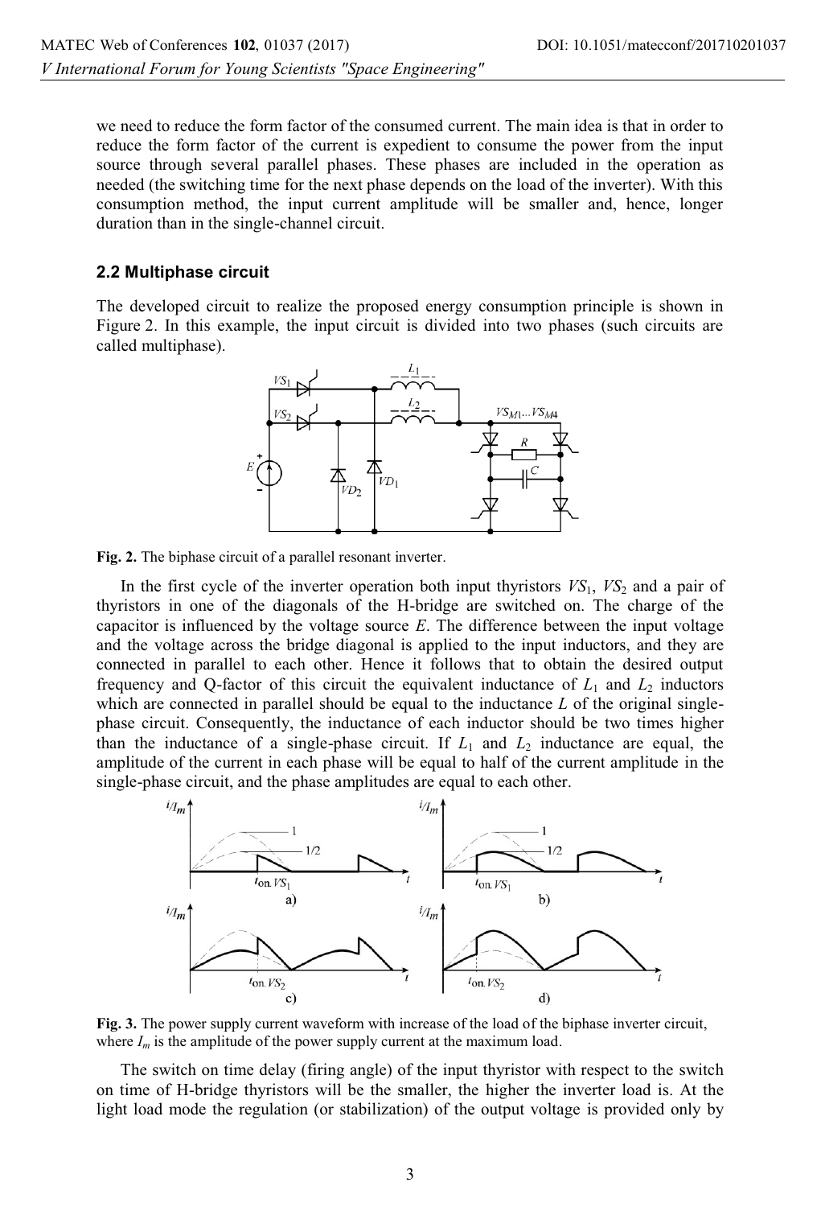we need to reduce the form factor of the consumed current. The main idea is that in order to reduce the form factor of the current is expedient to consume the power from the input source through several parallel phases. These phases are included in the operation as needed (the switching time for the next phase depends on the load of the inverter). With this consumption method, the input current amplitude will be smaller and, hence, longer duration than in the single-channel circuit.

### 2.2 Multiphase circuit

The developed circuit to realize the proposed energy consumption principle is shown in Figure 2. In this example, the input circuit is divided into two phases (such circuits are called multiphase).

**Fig. 2.** The biphase circuit of a parallel resonant inverter.

In the first cycle of the inverter operation both input thyristors $VS_1$, $VS_2$ and a pair of thyristors in one of the diagonals of the H-bridge are switched on. The charge of the capacitor is influenced by the voltage source $E$. The difference between the input voltage and the voltage across the bridge diagonal is applied to the input inductors, and they are connected in parallel to each other. Hence it follows that to obtain the desired output frequency and Q-factor of this circuit the equivalent inductance of $L_1$ and $L_2$ inductors which are connected in parallel should be equal to the inductance $L$ of the original single-phase circuit. Consequently, the inductance of each inductor should be two times higher than the inductance of a single-phase circuit. If $L_1$ and $L_2$ inductance are equal, the amplitude of the current in each phase will be equal to half of the current amplitude in the single-phase circuit, and the phase amplitudes are equal to each other.

**Fig. 3.** The power supply current waveform with increase of the load of the biphase inverter circuit, where $I_m$ is the amplitude of the power supply current at the maximum load.

The switch on time delay (firing angle) of the input thyristor with respect to the switch on time of H-bridge thyristors will be the smaller, the higher the inverter load is. At the light load mode the regulation (or stabilization) of the output voltage is provided only by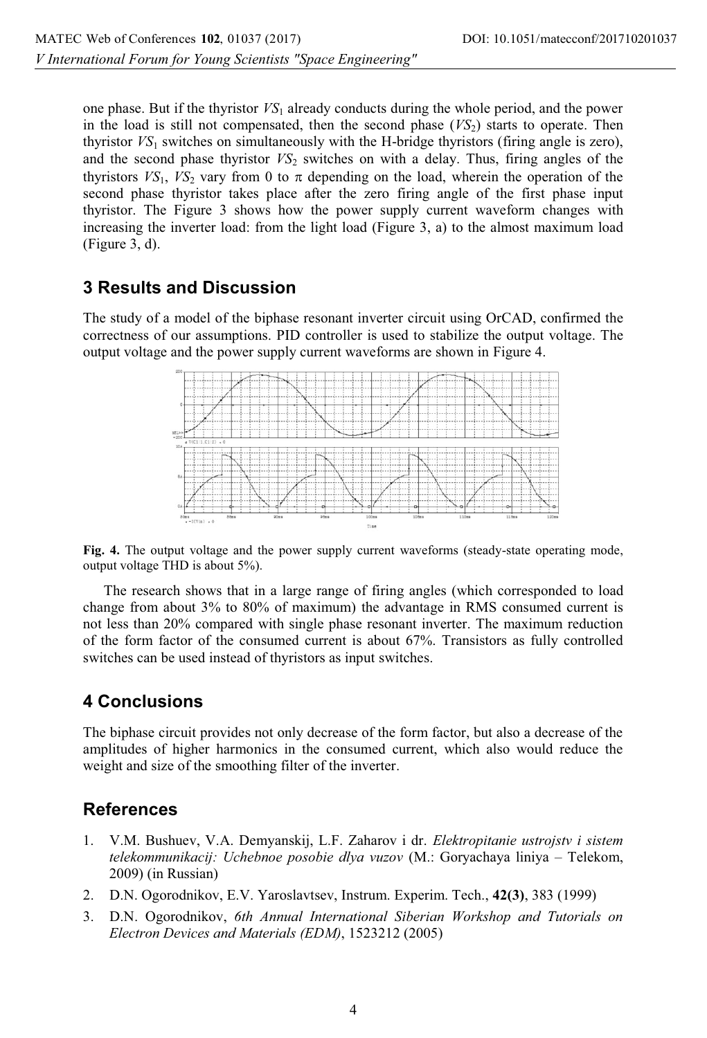one phase. But if the thyristor $VS_1$ already conducts during the whole period, and the power in the load is still not compensated, then the second phase ($VS_2$) starts to operate. Then thyristor $VS_1$ switches on simultaneously with the H-bridge thyristors (firing angle is zero), and the second phase thyristor $VS_2$ switches on with a delay. Thus, firing angles of the thyristors $VS_1$, $VS_2$ vary from 0 to $\pi$ depending on the load, wherein the operation of the second phase thyristor takes place after the zero firing angle of the first phase input thyristor. The Figure 3 shows how the power supply current waveform changes with increasing the inverter load: from the light load (Figure 3, a) to the almost maximum load (Figure 3, d).

## 3 Results and Discussion

The study of a model of the biphase resonant inverter circuit using OrCAD, confirmed the correctness of our assumptions. PID controller is used to stabilize the output voltage. The output voltage and the power supply current waveforms are shown in Figure 4.

200
0
-200
V(C1:1,C1:2) + 0
10A
5A
0A
80ms 85ms 90ms 95ms 100ms 105ms 110ms 115ms 120ms
-I(Vin) + 0
Time

**Fig. 4.** The output voltage and the power supply current waveforms (steady-state operating mode, output voltage THD is about 5%).

The research shows that in a large range of firing angles (which corresponded to load change from about 3% to 80% of maximum) the advantage in RMS consumed current is not less than 20% compared with single phase resonant inverter. The maximum reduction of the form factor of the consumed current is about 67%. Transistors as fully controlled switches can be used instead of thyristors as input switches.

## 4 Conclusions

The biphase circuit provides not only decrease of the form factor, but also a decrease of the amplitudes of higher harmonics in the consumed current, which also would reduce the weight and size of the smoothing filter of the inverter.

## References

1. V.M. Bushuev, V.A. Demyanskij, L.F. Zaharov i dr. *Elektropitanie ustrojstv i sistem telekommunikacij: Uchebnoe posobie dlya vuzov* (M.: Goryachaya liniya – Telekom, 2009) (in Russian)
2. D.N. Ogorodnikov, E.V. Yaroslavtsev, Instrum. Experim. Tech., **42(3)**, 383 (1999)
3. D.N. Ogorodnikov, *6th Annual International Siberian Workshop and Tutorials on Electron Devices and Materials (EDM)*, 1523212 (2005)